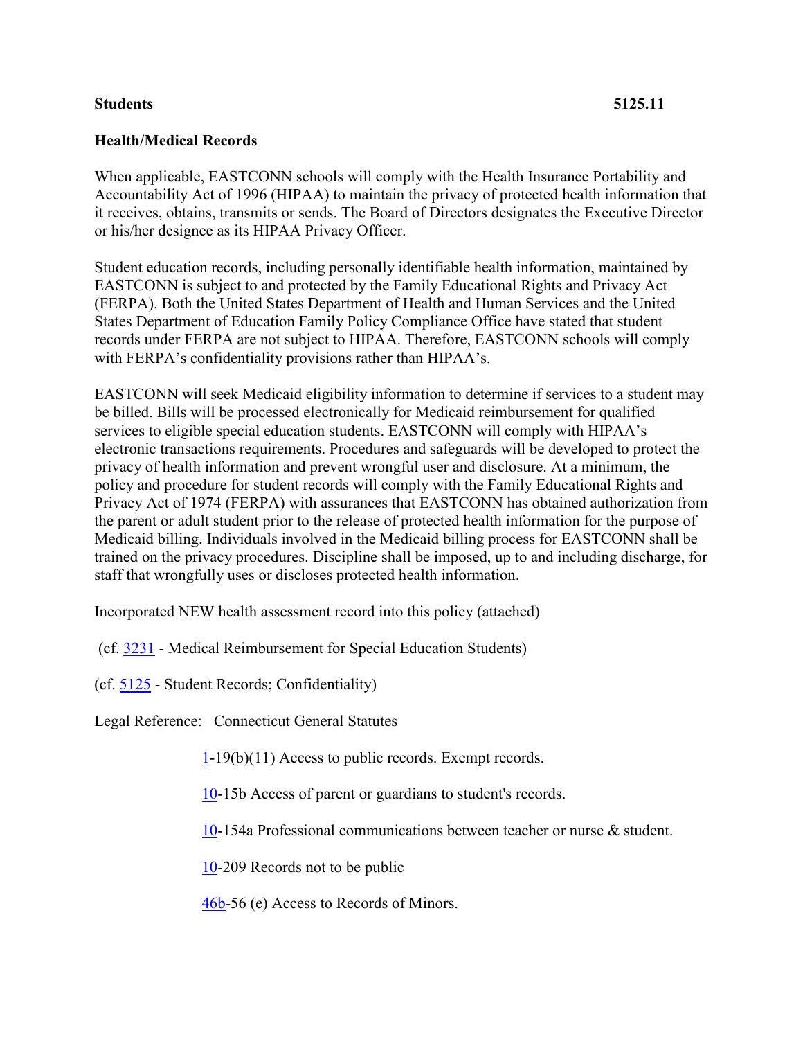**Students** **5125.11**

**Health/Medical Records**

When applicable, EASTCONN schools will comply with the Health Insurance Portability and Accountability Act of 1996 (HIPAA) to maintain the privacy of protected health information that it receives, obtains, transmits or sends. The Board of Directors designates the Executive Director or his/her designee as its HIPAA Privacy Officer.

Student education records, including personally identifiable health information, maintained by EASTCONN is subject to and protected by the Family Educational Rights and Privacy Act (FERPA). Both the United States Department of Health and Human Services and the United States Department of Education Family Policy Compliance Office have stated that student records under FERPA are not subject to HIPAA. Therefore, EASTCONN schools will comply with FERPA's confidentiality provisions rather than HIPAA's.

EASTCONN will seek Medicaid eligibility information to determine if services to a student may be billed. Bills will be processed electronically for Medicaid reimbursement for qualified services to eligible special education students. EASTCONN will comply with HIPAA's electronic transactions requirements. Procedures and safeguards will be developed to protect the privacy of health information and prevent wrongful user and disclosure. At a minimum, the policy and procedure for student records will comply with the Family Educational Rights and Privacy Act of 1974 (FERPA) with assurances that EASTCONN has obtained authorization from the parent or adult student prior to the release of protected health information for the purpose of Medicaid billing. Individuals involved in the Medicaid billing process for EASTCONN shall be trained on the privacy procedures. Discipline shall be imposed, up to and including discharge, for staff that wrongfully uses or discloses protected health information.

Incorporated NEW health assessment record into this policy (attached)

(cf. 3231 - Medical Reimbursement for Special Education Students)

(cf. 5125 - Student Records; Confidentiality)

Legal Reference: Connecticut General Statutes

1-19(b)(11) Access to public records. Exempt records.

10-15b Access of parent or guardians to student's records.

10-154a Professional communications between teacher or nurse & student.

10-209 Records not to be public

46b-56 (e) Access to Records of Minors.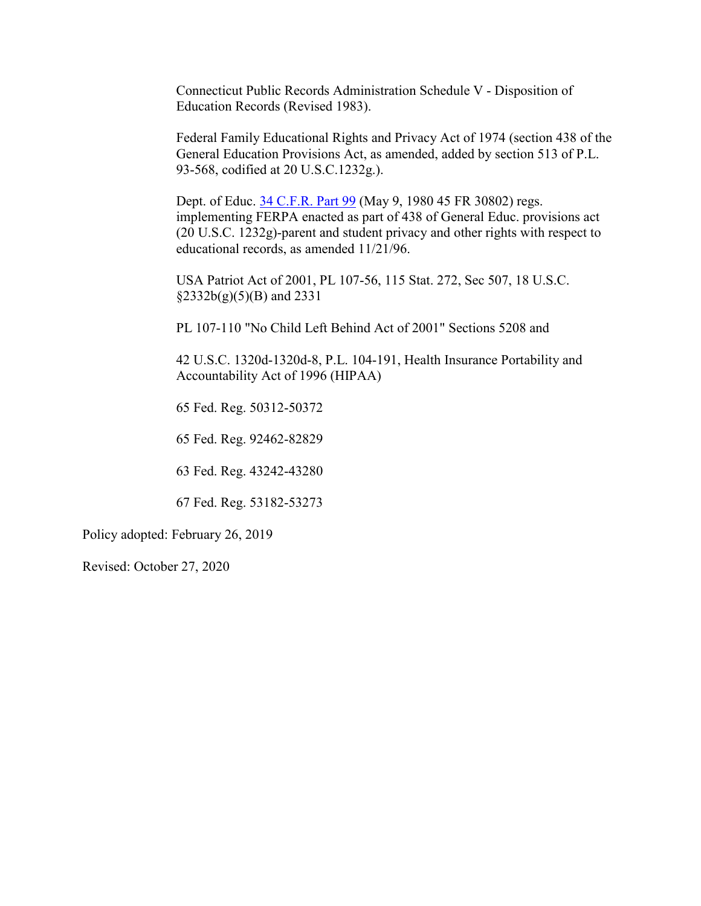Connecticut Public Records Administration Schedule V - Disposition of Education Records (Revised 1983).

Federal Family Educational Rights and Privacy Act of 1974 (section 438 of the General Education Provisions Act, as amended, added by section 513 of P.L. 93-568, codified at 20 U.S.C.1232g.).

Dept. of Educ. [34 C.F.R. Part 99](34 C.F.R. Part 99) (May 9, 1980 45 FR 30802) regs. implementing FERPA enacted as part of 438 of General Educ. provisions act (20 U.S.C. 1232g)-parent and student privacy and other rights with respect to educational records, as amended 11/21/96.

USA Patriot Act of 2001, PL 107-56, 115 Stat. 272, Sec 507, 18 U.S.C. §2332b(g)(5)(B) and 2331

PL 107-110 "No Child Left Behind Act of 2001" Sections 5208 and

42 U.S.C. 1320d-1320d-8, P.L. 104-191, Health Insurance Portability and Accountability Act of 1996 (HIPAA)

65 Fed. Reg. 50312-50372

65 Fed. Reg. 92462-82829

63 Fed. Reg. 43242-43280

67 Fed. Reg. 53182-53273

Policy adopted: February 26, 2019

Revised: October 27, 2020